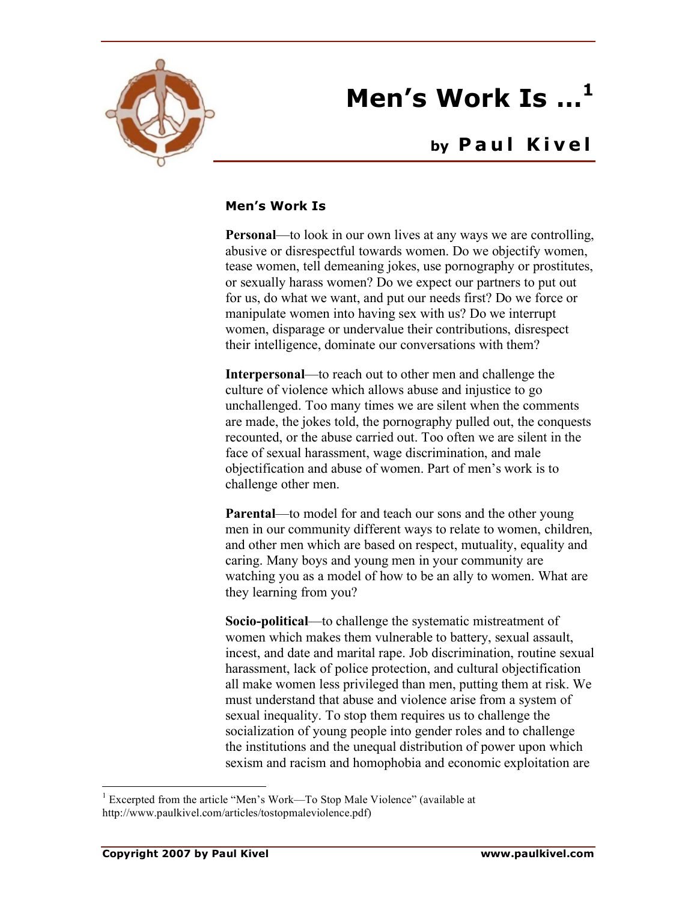# Men's Work Is …[1]

## by Paul Kivel

### Men's Work Is

**Personal**—to look in our own lives at any ways we are controlling, abusive or disrespectful towards women. Do we objectify women, tease women, tell demeaning jokes, use pornography or prostitutes, or sexually harass women? Do we expect our partners to put out for us, do what we want, and put our needs first? Do we force or manipulate women into having sex with us? Do we interrupt women, disparage or undervalue their contributions, disrespect their intelligence, dominate our conversations with them?

**Interpersonal**—to reach out to other men and challenge the culture of violence which allows abuse and injustice to go unchallenged. Too many times we are silent when the comments are made, the jokes told, the pornography pulled out, the conquests recounted, or the abuse carried out. Too often we are silent in the face of sexual harassment, wage discrimination, and male objectification and abuse of women. Part of men's work is to challenge other men.

**Parental**—to model for and teach our sons and the other young men in our community different ways to relate to women, children, and other men which are based on respect, mutuality, equality and caring. Many boys and young men in your community are watching you as a model of how to be an ally to women. What are they learning from you?

**Socio-political**—to challenge the systematic mistreatment of women which makes them vulnerable to battery, sexual assault, incest, and date and marital rape. Job discrimination, routine sexual harassment, lack of police protection, and cultural objectification all make women less privileged than men, putting them at risk. We must understand that abuse and violence arise from a system of sexual inequality. To stop them requires us to challenge the socialization of young people into gender roles and to challenge the institutions and the unequal distribution of power upon which sexism and racism and homophobia and economic exploitation are

[1] Excerpted from the article "Men's Work—To Stop Male Violence" (available at http://www.paulkivel.com/articles/tostopmaleviolence.pdf)

Copyright 2007 by Paul Kivel www.paulkivel.com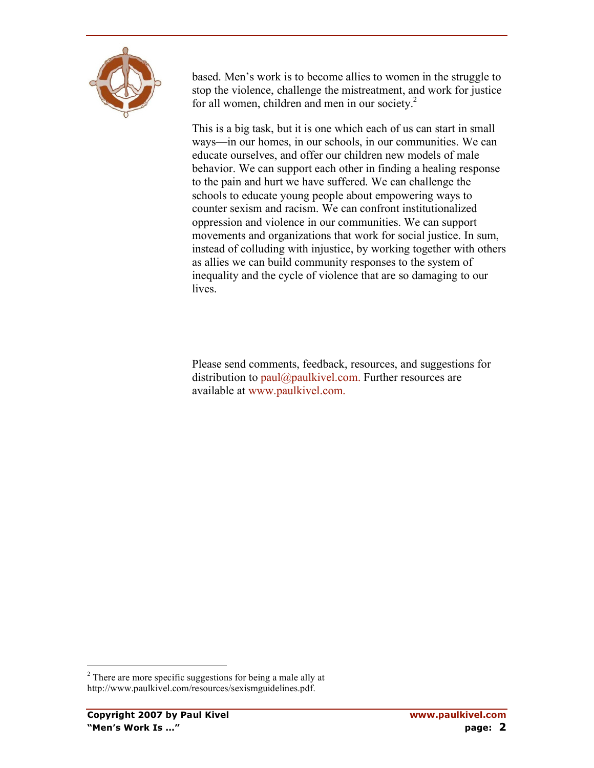based. Men's work is to become allies to women in the struggle to stop the violence, challenge the mistreatment, and work for justice for all women, children and men in our society.[2]

This is a big task, but it is one which each of us can start in small ways—in our homes, in our schools, in our communities. We can educate ourselves, and offer our children new models of male behavior. We can support each other in finding a healing response to the pain and hurt we have suffered. We can challenge the schools to educate young people about empowering ways to counter sexism and racism. We can confront institutionalized oppression and violence in our communities. We can support movements and organizations that work for social justice. In sum, instead of colluding with injustice, by working together with others as allies we can build community responses to the system of inequality and the cycle of violence that are so damaging to our lives.

Please send comments, feedback, resources, and suggestions for distribution to paul@paulkivel.com. Further resources are available at www.paulkivel.com.

[2] There are more specific suggestions for being a male ally at http://www.paulkivel.com/resources/sexismguidelines.pdf.